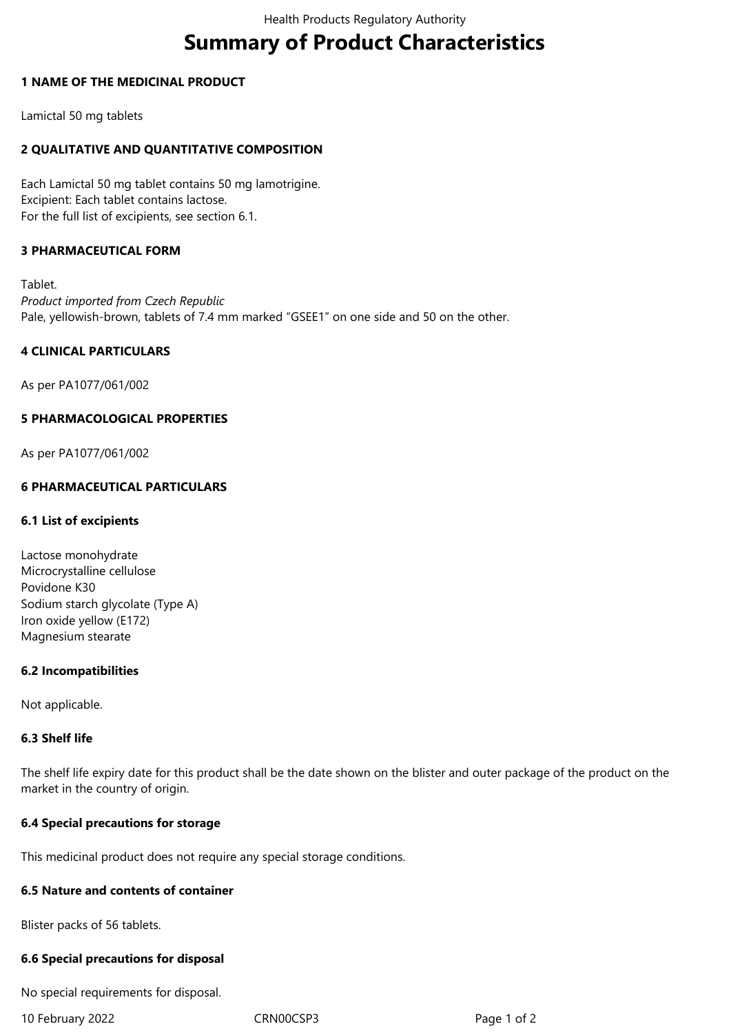# Summary of Product Characteristics

## 1 NAME OF THE MEDICINAL PRODUCT

Lamictal 50 mg tablets

## 2 QUALITATIVE AND QUANTITATIVE COMPOSITION

Each Lamictal 50 mg tablet contains 50 mg lamotrigine.
Excipient: Each tablet contains lactose.
For the full list of excipients, see section 6.1.

## 3 PHARMACEUTICAL FORM

Tablet.
*Product imported from Czech Republic*
Pale, yellowish-brown, tablets of 7.4 mm marked "GSEE1" on one side and 50 on the other.

## 4 CLINICAL PARTICULARS

As per PA1077/061/002

## 5 PHARMACOLOGICAL PROPERTIES

As per PA1077/061/002

## 6 PHARMACEUTICAL PARTICULARS

### 6.1 List of excipients

Lactose monohydrate
Microcrystalline cellulose
Povidone K30
Sodium starch glycolate (Type A)
Iron oxide yellow (E172)
Magnesium stearate

### 6.2 Incompatibilities

Not applicable.

### 6.3 Shelf life

The shelf life expiry date for this product shall be the date shown on the blister and outer package of the product on the market in the country of origin.

### 6.4 Special precautions for storage

This medicinal product does not require any special storage conditions.

### 6.5 Nature and contents of container

Blister packs of 56 tablets.

### 6.6 Special precautions for disposal

No special requirements for disposal.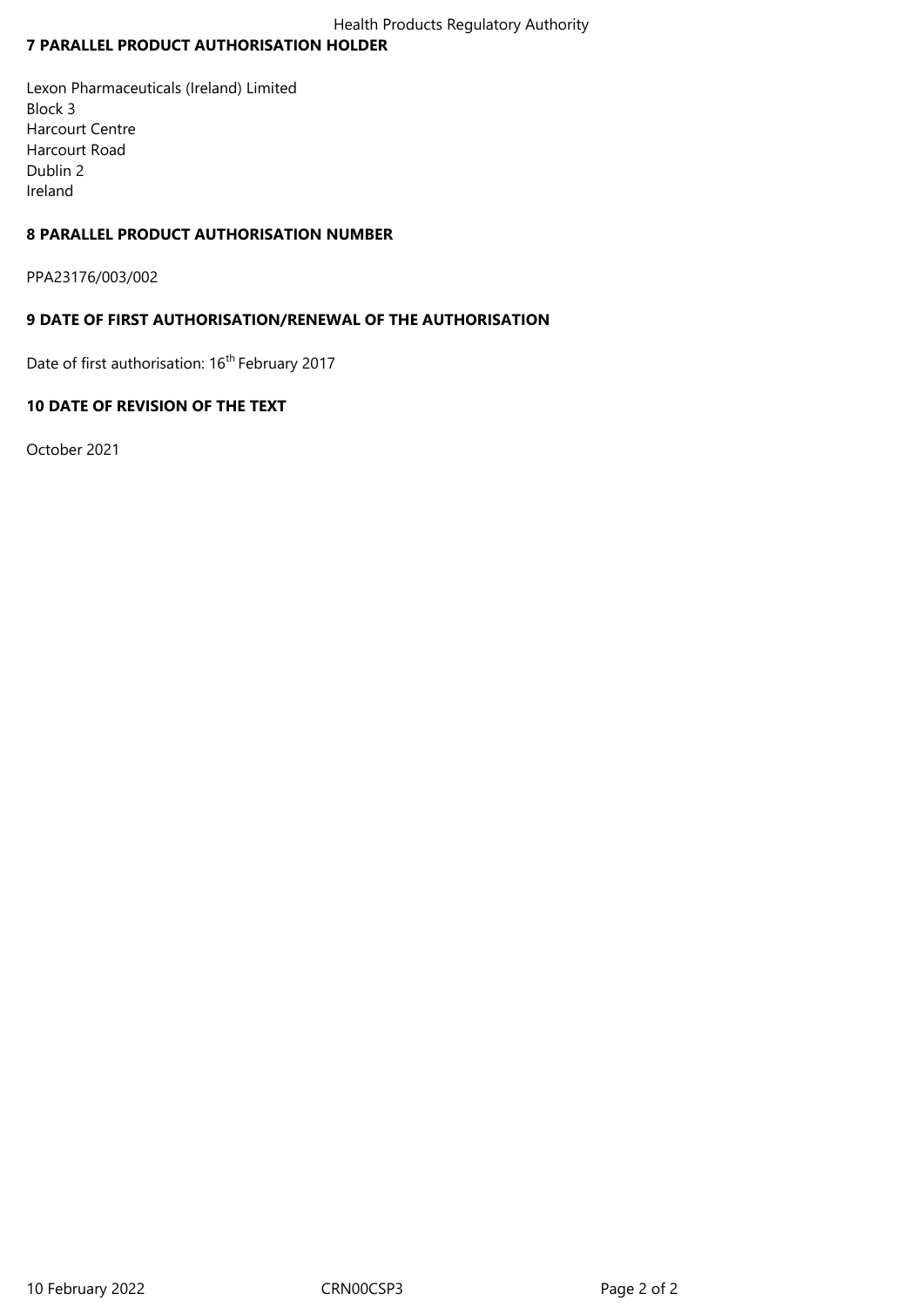## 7 PARALLEL PRODUCT AUTHORISATION HOLDER

Lexon Pharmaceuticals (Ireland) Limited
Block 3
Harcourt Centre
Harcourt Road
Dublin 2
Ireland

## 8 PARALLEL PRODUCT AUTHORISATION NUMBER

PPA23176/003/002

## 9 DATE OF FIRST AUTHORISATION/RENEWAL OF THE AUTHORISATION

Date of first authorisation: 16th February 2017

## 10 DATE OF REVISION OF THE TEXT

October 2021